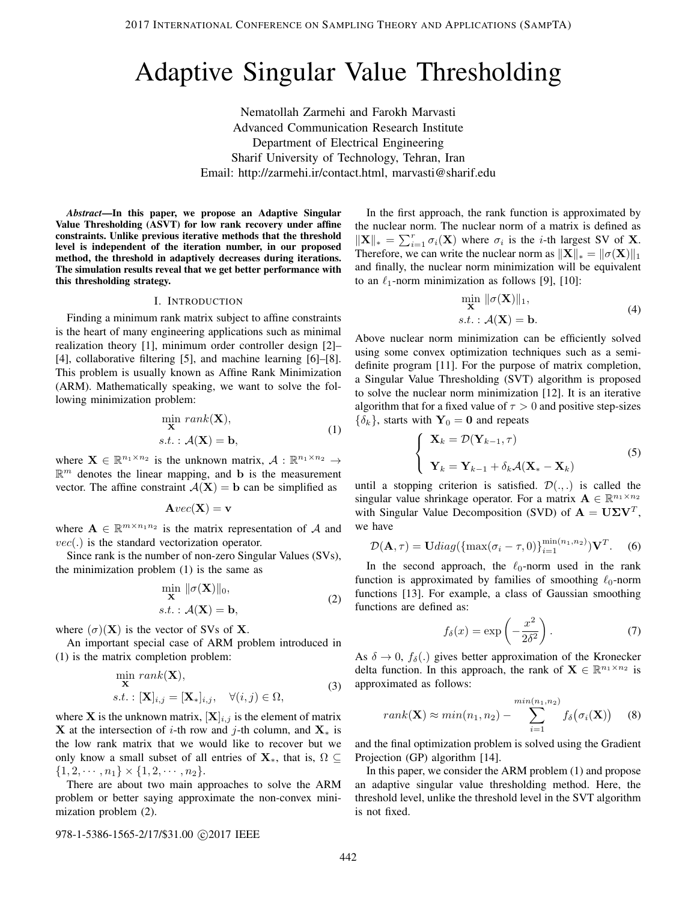# Adaptive Singular Value Thresholding

Nematollah Zarmehi and Farokh Marvasti
Advanced Communication Research Institute
Department of Electrical Engineering
Sharif University of Technology, Tehran, Iran
Email: http://zarmehi.ir/contact.html, marvasti@sharif.edu

***Abstract*—In this paper, we propose an Adaptive Singular Value Thresholding (ASVT) for low rank recovery under affine constraints. Unlike previous iterative methods that the threshold level is independent of the iteration number, in our proposed method, the threshold in adaptively decreases during iterations. The simulation results reveal that we get better performance with this thresholding strategy.**

## I. Introduction

Finding a minimum rank matrix subject to affine constraints is the heart of many engineering applications such as minimal realization theory [1], minimum order controller design [2]–[4], collaborative filtering [5], and machine learning [6]–[8]. This problem is usually known as Affine Rank Minimization (ARM). Mathematically speaking, we want to solve the following minimization problem:

$$
\begin{aligned}
&\min_{\mathbf{X}} \; rank(\mathbf{X}), \\
&s.t.: \mathcal{A}(\mathbf{X}) = \mathbf{b},
\end{aligned}
\tag{1}
$$

where $\mathbf{X} \in \mathbb{R}^{n_1 \times n_2}$ is the unknown matrix, $\mathcal{A} : \mathbb{R}^{n_1 \times n_2} \rightarrow \mathbb{R}^m$ denotes the linear mapping, and $\mathbf{b}$ is the measurement vector. The affine constraint $\mathcal{A}(\mathbf{X}) = \mathbf{b}$ can be simplified as

$$
\mathbf{A} vec(\mathbf{X}) = \mathbf{v}
$$

where $\mathbf{A} \in \mathbb{R}^{m \times n_1 n_2}$ is the matrix representation of $\mathcal{A}$ and $vec(.)$ is the standard vectorization operator.

Since rank is the number of non-zero Singular Values (SVs), the minimization problem (1) is the same as

$$
\begin{aligned}
&\min_{\mathbf{X}} \; \|\sigma(\mathbf{X})\|_0, \\
&s.t.: \mathcal{A}(\mathbf{X}) = \mathbf{b},
\end{aligned}
\tag{2}
$$

where $(\sigma)(\mathbf{X})$ is the vector of SVs of $\mathbf{X}$.

An important special case of ARM problem introduced in (1) is the matrix completion problem:

$$
\begin{aligned}
&\min_{\mathbf{X}} \; rank(\mathbf{X}), \\
&s.t.: [\mathbf{X}]_{i,j} = [\mathbf{X}_*]_{i,j}, \quad \forall (i,j) \in \Omega,
\end{aligned}
\tag{3}
$$

where $\mathbf{X}$ is the unknown matrix, $[\mathbf{X}]_{i,j}$ is the element of matrix $\mathbf{X}$ at the intersection of $i$-th row and $j$-th column, and $\mathbf{X}_*$ is the low rank matrix that we would like to recover but we only know a small subset of all entries of $\mathbf{X}_*$, that is, $\Omega \subseteq \{1, 2, \cdots, n_1\} \times \{1, 2, \cdots, n_2\}$.

There are about two main approaches to solve the ARM problem or better saying approximate the non-convex minimization problem (2).

In the first approach, the rank function is approximated by the nuclear norm. The nuclear norm of a matrix is defined as $\|\mathbf{X}\|_* = \sum_{i=1}^{r} \sigma_i(\mathbf{X})$ where $\sigma_i$ is the $i$-th largest SV of $\mathbf{X}$. Therefore, we can write the nuclear norm as $\|\mathbf{X}\|_* = \|\sigma(\mathbf{X})\|_1$ and finally, the nuclear norm minimization will be equivalent to an $\ell_1$-norm minimization as follows [9], [10]:

$$
\begin{aligned}
&\min_{\mathbf{X}} \; \|\sigma(\mathbf{X})\|_1, \\
&s.t.: \mathcal{A}(\mathbf{X}) = \mathbf{b}.
\end{aligned}
\tag{4}
$$

Above nuclear norm minimization can be efficiently solved using some convex optimization techniques such as a semi-definite program [11]. For the purpose of matrix completion, a Singular Value Thresholding (SVT) algorithm is proposed to solve the nuclear norm minimization [12]. It is an iterative algorithm that for a fixed value of $\tau > 0$ and positive step-sizes $\{\delta_k\}$, starts with $\mathbf{Y}_0 = \mathbf{0}$ and repeats

$$
\begin{cases}
\mathbf{X}_k = \mathcal{D}(\mathbf{Y}_{k-1}, \tau) \\
\\
\mathbf{Y}_k = \mathbf{Y}_{k-1} + \delta_k \mathcal{A}(\mathbf{X}_* - \mathbf{X}_k)
\end{cases}
\tag{5}
$$

until a stopping criterion is satisfied. $\mathcal{D}(.,.)$ is called the singular value shrinkage operator. For a matrix $\mathbf{A} \in \mathbb{R}^{n_1 \times n_2}$ with Singular Value Decomposition (SVD) of $\mathbf{A} = \mathbf{U}\mathbf{\Sigma}\mathbf{V}^T$, we have

$$
\mathcal{D}(\mathbf{A}, \tau) = \mathbf{U} diag(\{\max(\sigma_i - \tau, 0)\}_{i=1}^{\min(n_1, n_2)}) \mathbf{V}^T. \tag{6}
$$

In the second approach, the $\ell_0$-norm used in the rank function is approximated by families of smoothing $\ell_0$-norm functions [13]. For example, a class of Gaussian smoothing functions are defined as:

$$
f_\delta(x) = \exp\left(-\frac{x^2}{2\delta^2}\right). \tag{7}
$$

As $\delta \rightarrow 0$, $f_\delta(.)$ gives better approximation of the Kronecker delta function. In this approach, the rank of $\mathbf{X} \in \mathbb{R}^{n_1 \times n_2}$ is approximated as follows:

$$
rank(\mathbf{X}) \approx min(n_1, n_2) - \sum_{i=1}^{min(n_1, n_2)} f_\delta\big(\sigma_i(\mathbf{X})\big) \tag{8}
$$

and the final optimization problem is solved using the Gradient Projection (GP) algorithm [14].

In this paper, we consider the ARM problem (1) and propose an adaptive singular value thresholding method. Here, the threshold level, unlike the threshold level in the SVT algorithm is not fixed.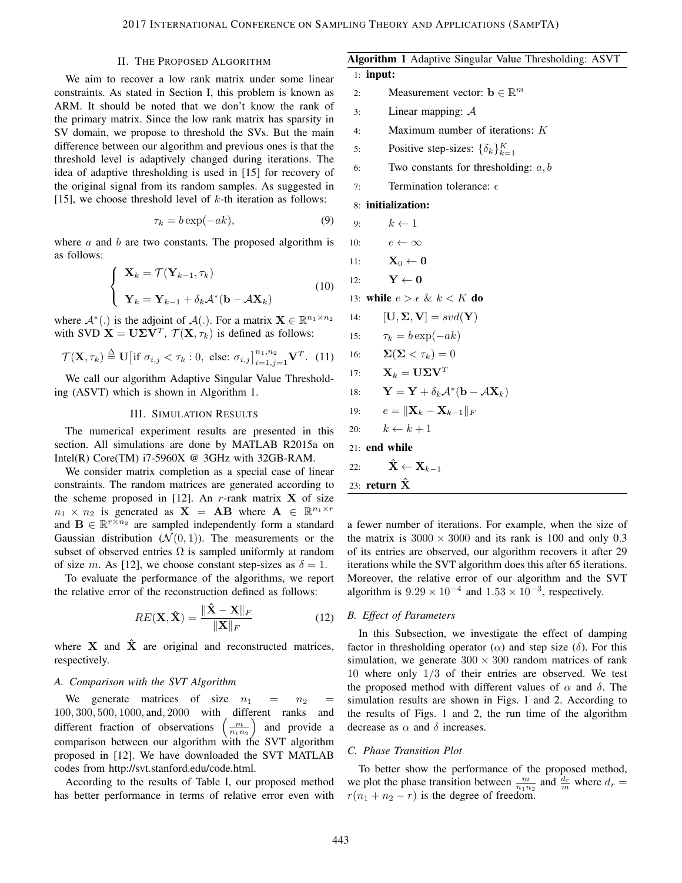## II. The Proposed Algorithm

We aim to recover a low rank matrix under some linear constraints. As stated in Section I, this problem is known as ARM. It should be noted that we don't know the rank of the primary matrix. Since the low rank matrix has sparsity in SV domain, we propose to threshold the SVs. But the main difference between our algorithm and previous ones is that the threshold level is adaptively changed during iterations. The idea of adaptive thresholding is used in [15] for recovery of the original signal from its random samples. As suggested in [15], we choose threshold level of $k$-th iteration as follows:

$$\tau_k = b\exp(-ak), \tag{9}$$

where $a$ and $b$ are two constants. The proposed algorithm is as follows:

$$\begin{cases} \mathbf{X}_k = \mathcal{T}(\mathbf{Y}_{k-1}, \tau_k) \\ \mathbf{Y}_k = \mathbf{Y}_{k-1} + \delta_k \mathcal{A}^*(\mathbf{b} - \mathcal{A}\mathbf{X}_k) \end{cases} \tag{10}$$

where $\mathcal{A}^*(.)$ is the adjoint of $\mathcal{A}(.)$. For a matrix $\mathbf{X} \in \mathbb{R}^{n_1 \times n_2}$ with SVD $\mathbf{X} = \mathbf{U}\mathbf{\Sigma}\mathbf{V}^T$, $\mathcal{T}(\mathbf{X}, \tau_k)$ is defined as follows:

$$\mathcal{T}(\mathbf{X}, \tau_k) \triangleq \mathbf{U}\big[\text{if } \sigma_{i,j} < \tau_k : 0, \text{ else: } \sigma_{i,j}\big]_{i=1,j=1}^{n_1,n_2} \mathbf{V}^T. \tag{11}$$

We call our algorithm Adaptive Singular Value Thresholding (ASVT) which is shown in Algorithm 1.

**Algorithm 1** Adaptive Singular Value Thresholding: ASVT

```
1:  input:
2:      Measurement vector: b ∈ R^m
3:      Linear mapping: A
4:      Maximum number of iterations: K
5:      Positive step-sizes: {δ_k}_{k=1}^K
6:      Two constants for thresholding: a, b
7:      Termination tolerance: ϵ
8:  initialization:
9:      k ← 1
10:     e ← ∞
11:     X_0 ← 0
12:     Y ← 0
13: while e > ϵ & k < K do
14:     [U, Σ, V] = svd(Y)
15:     τ_k = b exp(−ak)
16:     Σ(Σ < τ_k) = 0
17:     X_k = U Σ V^T
18:     Y = Y + δ_k A*(b − A X_k)
19:     e = ||X_k − X_{k−1}||_F
20:     k ← k + 1
21: end while
22:     X̂ ← X_{k−1}
23: return X̂
```

## III. Simulation Results

The numerical experiment results are presented in this section. All simulations are done by MATLAB R2015a on Intel(R) Core(TM) i7-5960X @ 3GHz with 32GB-RAM.

We consider matrix completion as a special case of linear constraints. The random matrices are generated according to the scheme proposed in [12]. An $r$-rank matrix $\mathbf{X}$ of size $n_1 \times n_2$ is generated as $\mathbf{X} = \mathbf{A}\mathbf{B}$ where $\mathbf{A} \in \mathbb{R}^{n_1 \times r}$ and $\mathbf{B} \in \mathbb{R}^{r \times n_2}$ are sampled independently form a standard Gaussian distribution ($\mathcal{N}(0,1)$). The measurements or the subset of observed entries $\Omega$ is sampled uniformly at random of size $m$. As [12], we choose constant step-sizes as $\delta = 1$.

To evaluate the performance of the algorithms, we report the relative error of the reconstruction defined as follows:

$$RE(\mathbf{X}, \hat{\mathbf{X}}) = \frac{\|\hat{\mathbf{X}} - \mathbf{X}\|_F}{\|\mathbf{X}\|_F} \tag{12}$$

where $\mathbf{X}$ and $\hat{\mathbf{X}}$ are original and reconstructed matrices, respectively.

### A. Comparison with the SVT Algorithm

We generate matrices of size $n_1 = n_2 = 100, 300, 500, 1000, \text{and}, 2000$ with different ranks and different fraction of observations $\left(\frac{m}{n_1 n_2}\right)$ and provide a comparison between our algorithm with the SVT algorithm proposed in [12]. We have downloaded the SVT MATLAB codes from http://svt.stanford.edu/code.html.

According to the results of Table I, our proposed method has better performance in terms of relative error even with a fewer number of iterations. For example, when the size of the matrix is $3000 \times 3000$ and its rank is 100 and only 0.3 of its entries are observed, our algorithm recovers it after 29 iterations while the SVT algorithm does this after 65 iterations. Moreover, the relative error of our algorithm and the SVT algorithm is $9.29 \times 10^{-4}$ and $1.53 \times 10^{-3}$, respectively.

### B. Effect of Parameters

In this Subsection, we investigate the effect of damping factor in thresholding operator ($\alpha$) and step size ($\delta$). For this simulation, we generate $300 \times 300$ random matrices of rank 10 where only $1/3$ of their entries are observed. We test the proposed method with different values of $\alpha$ and $\delta$. The simulation results are shown in Figs. 1 and 2. According to the results of Figs. 1 and 2, the run time of the algorithm decrease as $\alpha$ and $\delta$ increases.

### C. Phase Transition Plot

To better show the performance of the proposed method, we plot the phase transition between $\frac{m}{n_1 n_2}$ and $\frac{d_r}{m}$ where $d_r = r(n_1 + n_2 - r)$ is the degree of freedom.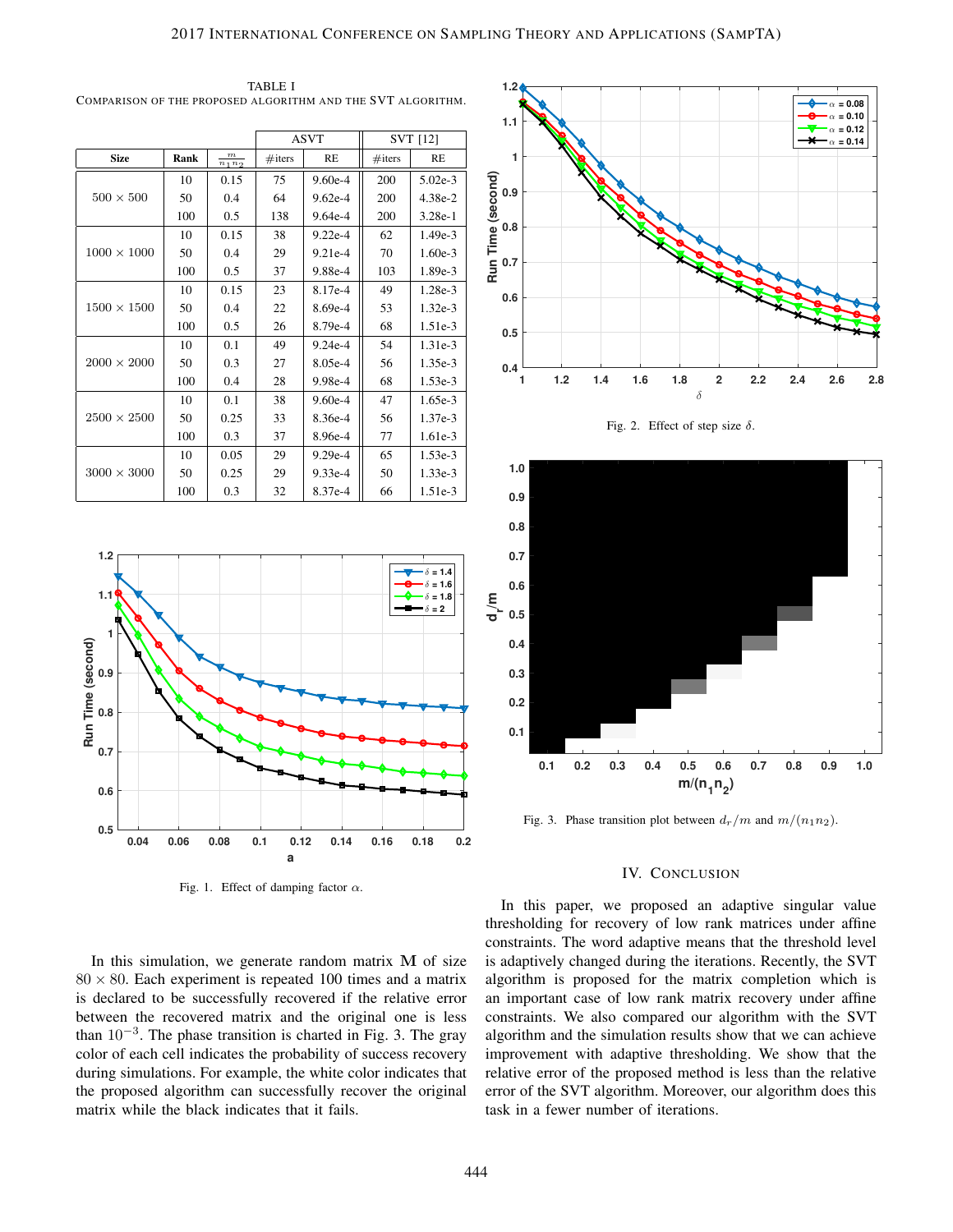TABLE I
COMPARISON OF THE PROPOSED ALGORITHM AND THE SVT ALGORITHM.

| | | | ASVT | | SVT [12] | |
|---|---|---|---|---|---|---|
| Size | Rank | $\frac{m}{n_1 n_2}$ | #iters | RE | #iters | RE |
| 500 × 500 | 10 | 0.15 | 75 | 9.60e-4 | 200 | 5.02e-3 |
| | 50 | 0.4 | 64 | 9.62e-4 | 200 | 4.38e-2 |
| | 100 | 0.5 | 138 | 9.64e-4 | 200 | 3.28e-1 |
| 1000 × 1000 | 10 | 0.15 | 38 | 9.22e-4 | 62 | 1.49e-3 |
| | 50 | 0.4 | 29 | 9.21e-4 | 70 | 1.60e-3 |
| | 100 | 0.5 | 37 | 9.88e-4 | 103 | 1.89e-3 |
| 1500 × 1500 | 10 | 0.15 | 23 | 8.17e-4 | 49 | 1.28e-3 |
| | 50 | 0.4 | 22 | 8.69e-4 | 53 | 1.32e-3 |
| | 100 | 0.5 | 26 | 8.79e-4 | 68 | 1.51e-3 |
| 2000 × 2000 | 10 | 0.1 | 49 | 9.24e-4 | 54 | 1.31e-3 |
| | 50 | 0.3 | 27 | 8.05e-4 | 56 | 1.35e-3 |
| | 100 | 0.4 | 28 | 9.98e-4 | 68 | 1.53e-3 |
| 2500 × 2500 | 10 | 0.1 | 38 | 9.60e-4 | 47 | 1.65e-3 |
| | 50 | 0.25 | 33 | 8.36e-4 | 56 | 1.37e-3 |
| | 100 | 0.3 | 37 | 8.96e-4 | 77 | 1.61e-3 |
| 3000 × 3000 | 10 | 0.05 | 29 | 9.29e-4 | 65 | 1.53e-3 |
| | 50 | 0.25 | 29 | 9.33e-4 | 50 | 1.33e-3 |
| | 100 | 0.3 | 32 | 8.37e-4 | 66 | 1.51e-3 |

Fig. 1. Effect of damping factor $\alpha$.

In this simulation, we generate random matrix $\mathbf{M}$ of size $80 \times 80$. Each experiment is repeated 100 times and a matrix is declared to be successfully recovered if the relative error between the recovered matrix and the original one is less than $10^{-3}$. The phase transition is charted in Fig. 3. The gray color of each cell indicates the probability of success recovery during simulations. For example, the white color indicates that the proposed algorithm can successfully recover the original matrix while the black indicates that it fails.

Fig. 2. Effect of step size $\delta$.

Fig. 3. Phase transition plot between $d_r/m$ and $m/(n_1 n_2)$.

## IV. CONCLUSION

In this paper, we proposed an adaptive singular value thresholding for recovery of low rank matrices under affine constraints. The word adaptive means that the threshold level is adaptively changed during the iterations. Recently, the SVT algorithm is proposed for the matrix completion which is an important case of low rank matrix recovery under affine constraints. We also compared our algorithm with the SVT algorithm and the simulation results show that we can achieve improvement with adaptive thresholding. We show that the relative error of the proposed method is less than the relative error of the SVT algorithm. Moreover, our algorithm does this task in a fewer number of iterations.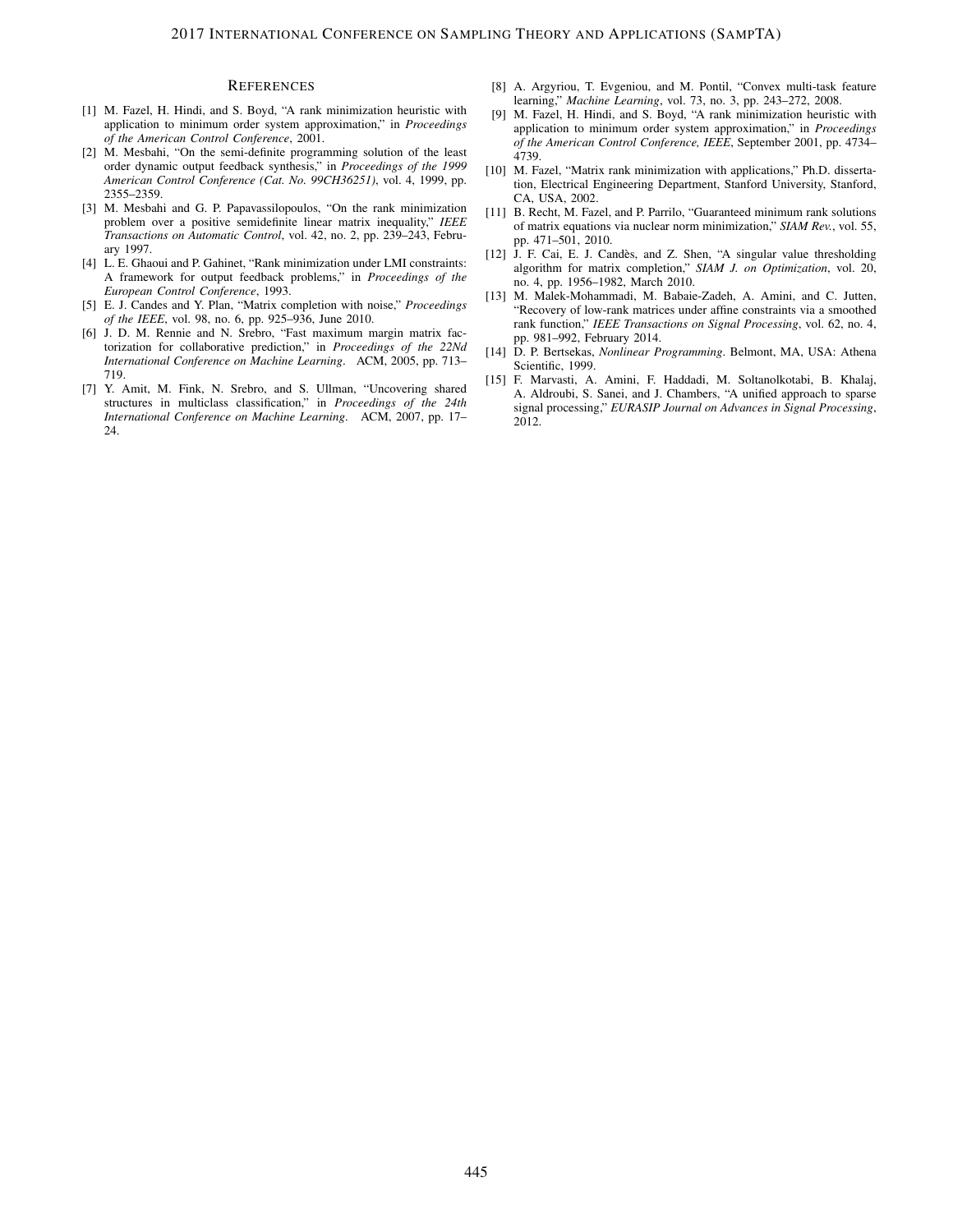## References

[1] M. Fazel, H. Hindi, and S. Boyd, "A rank minimization heuristic with application to minimum order system approximation," in *Proceedings of the American Control Conference*, 2001.

[2] M. Mesbahi, "On the semi-definite programming solution of the least order dynamic output feedback synthesis," in *Proceedings of the 1999 American Control Conference (Cat. No. 99CH36251)*, vol. 4, 1999, pp. 2355–2359.

[3] M. Mesbahi and G. P. Papavassilopoulos, "On the rank minimization problem over a positive semidefinite linear matrix inequality," *IEEE Transactions on Automatic Control*, vol. 42, no. 2, pp. 239–243, February 1997.

[4] L. E. Ghaoui and P. Gahinet, "Rank minimization under LMI constraints: A framework for output feedback problems," in *Proceedings of the European Control Conference*, 1993.

[5] E. J. Candes and Y. Plan, "Matrix completion with noise," *Proceedings of the IEEE*, vol. 98, no. 6, pp. 925–936, June 2010.

[6] J. D. M. Rennie and N. Srebro, "Fast maximum margin matrix factorization for collaborative prediction," in *Proceedings of the 22Nd International Conference on Machine Learning*. ACM, 2005, pp. 713–719.

[7] Y. Amit, M. Fink, N. Srebro, and S. Ullman, "Uncovering shared structures in multiclass classification," in *Proceedings of the 24th International Conference on Machine Learning*. ACM, 2007, pp. 17–24.

[8] A. Argyriou, T. Evgeniou, and M. Pontil, "Convex multi-task feature learning," *Machine Learning*, vol. 73, no. 3, pp. 243–272, 2008.

[9] M. Fazel, H. Hindi, and S. Boyd, "A rank minimization heuristic with application to minimum order system approximation," in *Proceedings of the American Control Conference, IEEE*, September 2001, pp. 4734–4739.

[10] M. Fazel, "Matrix rank minimization with applications," Ph.D. dissertation, Electrical Engineering Department, Stanford University, Stanford, CA, USA, 2002.

[11] B. Recht, M. Fazel, and P. Parrilo, "Guaranteed minimum rank solutions of matrix equations via nuclear norm minimization," *SIAM Rev.*, vol. 55, pp. 471–501, 2010.

[12] J. F. Cai, E. J. Candès, and Z. Shen, "A singular value thresholding algorithm for matrix completion," *SIAM J. on Optimization*, vol. 20, no. 4, pp. 1956–1982, March 2010.

[13] M. Malek-Mohammadi, M. Babaie-Zadeh, A. Amini, and C. Jutten, "Recovery of low-rank matrices under affine constraints via a smoothed rank function," *IEEE Transactions on Signal Processing*, vol. 62, no. 4, pp. 981–992, February 2014.

[14] D. P. Bertsekas, *Nonlinear Programming*. Belmont, MA, USA: Athena Scientific, 1999.

[15] F. Marvasti, A. Amini, F. Haddadi, M. Soltanolkotabi, B. Khalaj, A. Aldroubi, S. Sanei, and J. Chambers, "A unified approach to sparse signal processing," *EURASIP Journal on Advances in Signal Processing*, 2012.